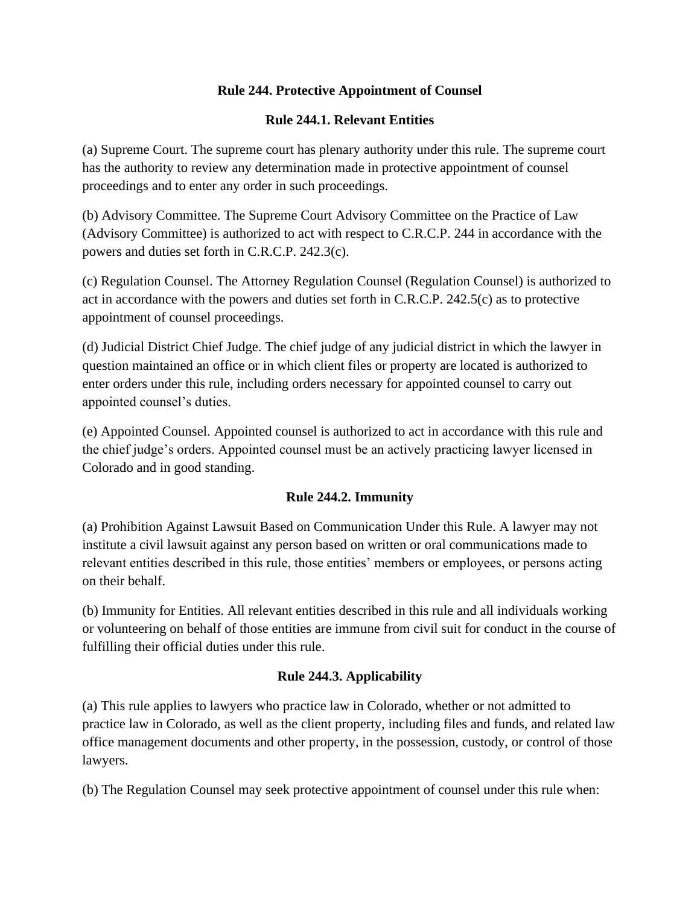# Rule 244. Protective Appointment of Counsel

## Rule 244.1. Relevant Entities

(a) Supreme Court. The supreme court has plenary authority under this rule. The supreme court has the authority to review any determination made in protective appointment of counsel proceedings and to enter any order in such proceedings.

(b) Advisory Committee. The Supreme Court Advisory Committee on the Practice of Law (Advisory Committee) is authorized to act with respect to C.R.C.P. 244 in accordance with the powers and duties set forth in C.R.C.P. 242.3(c).

(c) Regulation Counsel. The Attorney Regulation Counsel (Regulation Counsel) is authorized to act in accordance with the powers and duties set forth in C.R.C.P. 242.5(c) as to protective appointment of counsel proceedings.

(d) Judicial District Chief Judge. The chief judge of any judicial district in which the lawyer in question maintained an office or in which client files or property are located is authorized to enter orders under this rule, including orders necessary for appointed counsel to carry out appointed counsel's duties.

(e) Appointed Counsel. Appointed counsel is authorized to act in accordance with this rule and the chief judge's orders. Appointed counsel must be an actively practicing lawyer licensed in Colorado and in good standing.

## Rule 244.2. Immunity

(a) Prohibition Against Lawsuit Based on Communication Under this Rule. A lawyer may not institute a civil lawsuit against any person based on written or oral communications made to relevant entities described in this rule, those entities' members or employees, or persons acting on their behalf.

(b) Immunity for Entities. All relevant entities described in this rule and all individuals working or volunteering on behalf of those entities are immune from civil suit for conduct in the course of fulfilling their official duties under this rule.

## Rule 244.3. Applicability

(a) This rule applies to lawyers who practice law in Colorado, whether or not admitted to practice law in Colorado, as well as the client property, including files and funds, and related law office management documents and other property, in the possession, custody, or control of those lawyers.

(b) The Regulation Counsel may seek protective appointment of counsel under this rule when: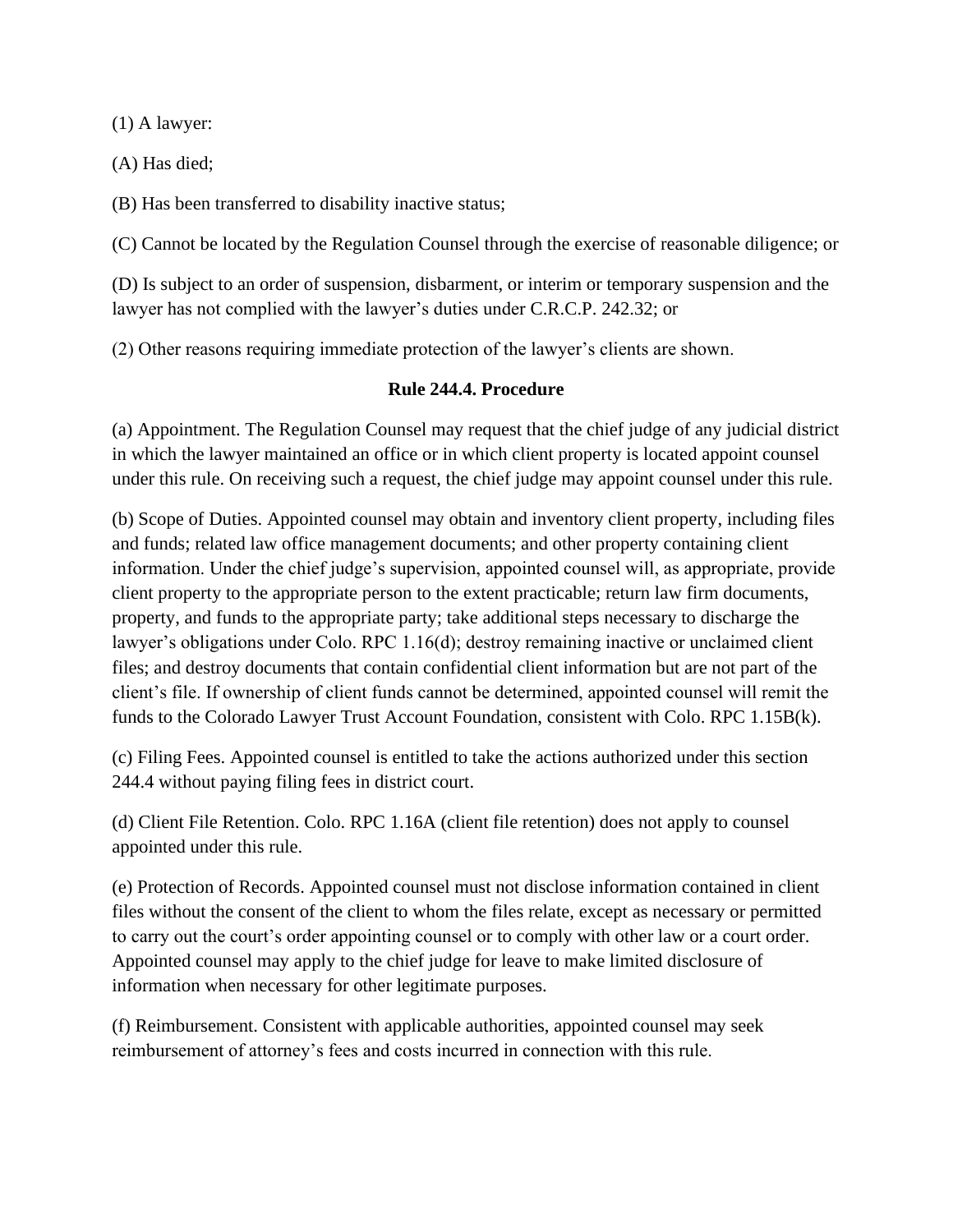(1) A lawyer:

(A) Has died;

(B) Has been transferred to disability inactive status;

(C) Cannot be located by the Regulation Counsel through the exercise of reasonable diligence; or

(D) Is subject to an order of suspension, disbarment, or interim or temporary suspension and the lawyer has not complied with the lawyer's duties under C.R.C.P. 242.32; or

(2) Other reasons requiring immediate protection of the lawyer's clients are shown.

**Rule 244.4. Procedure**

(a) Appointment. The Regulation Counsel may request that the chief judge of any judicial district in which the lawyer maintained an office or in which client property is located appoint counsel under this rule. On receiving such a request, the chief judge may appoint counsel under this rule.

(b) Scope of Duties. Appointed counsel may obtain and inventory client property, including files and funds; related law office management documents; and other property containing client information. Under the chief judge's supervision, appointed counsel will, as appropriate, provide client property to the appropriate person to the extent practicable; return law firm documents, property, and funds to the appropriate party; take additional steps necessary to discharge the lawyer's obligations under Colo. RPC 1.16(d); destroy remaining inactive or unclaimed client files; and destroy documents that contain confidential client information but are not part of the client's file. If ownership of client funds cannot be determined, appointed counsel will remit the funds to the Colorado Lawyer Trust Account Foundation, consistent with Colo. RPC 1.15B(k).

(c) Filing Fees. Appointed counsel is entitled to take the actions authorized under this section 244.4 without paying filing fees in district court.

(d) Client File Retention. Colo. RPC 1.16A (client file retention) does not apply to counsel appointed under this rule.

(e) Protection of Records. Appointed counsel must not disclose information contained in client files without the consent of the client to whom the files relate, except as necessary or permitted to carry out the court's order appointing counsel or to comply with other law or a court order. Appointed counsel may apply to the chief judge for leave to make limited disclosure of information when necessary for other legitimate purposes.

(f) Reimbursement. Consistent with applicable authorities, appointed counsel may seek reimbursement of attorney's fees and costs incurred in connection with this rule.